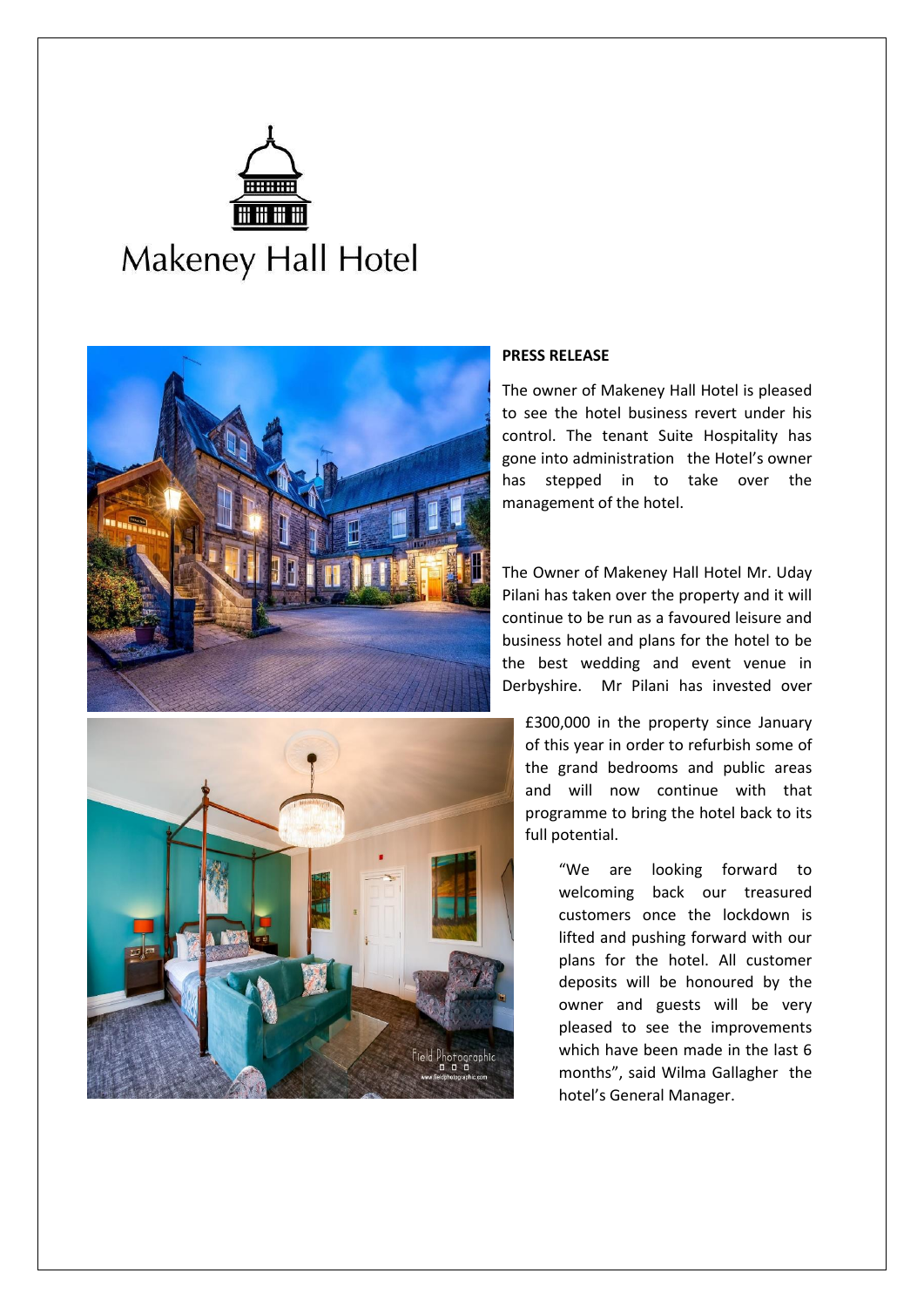Makeney Hall Hotel

**PRESS RELEASE**

The owner of Makeney Hall Hotel is pleased to see the hotel business revert under his control. The tenant Suite Hospitality has gone into administration the Hotel's owner has stepped in to take over the management of the hotel.

The Owner of Makeney Hall Hotel Mr. Uday Pilani has taken over the property and it will continue to be run as a favoured leisure and business hotel and plans for the hotel to be the best wedding and event venue in Derbyshire. Mr Pilani has invested over £300,000 in the property since January of this year in order to refurbish some of the grand bedrooms and public areas and will now continue with that programme to bring the hotel back to its full potential.

"We are looking forward to welcoming back our treasured customers once the lockdown is lifted and pushing forward with our plans for the hotel. All customer deposits will be honoured by the owner and guests will be very pleased to see the improvements which have been made in the last 6 months", said Wilma Gallagher the hotel's General Manager.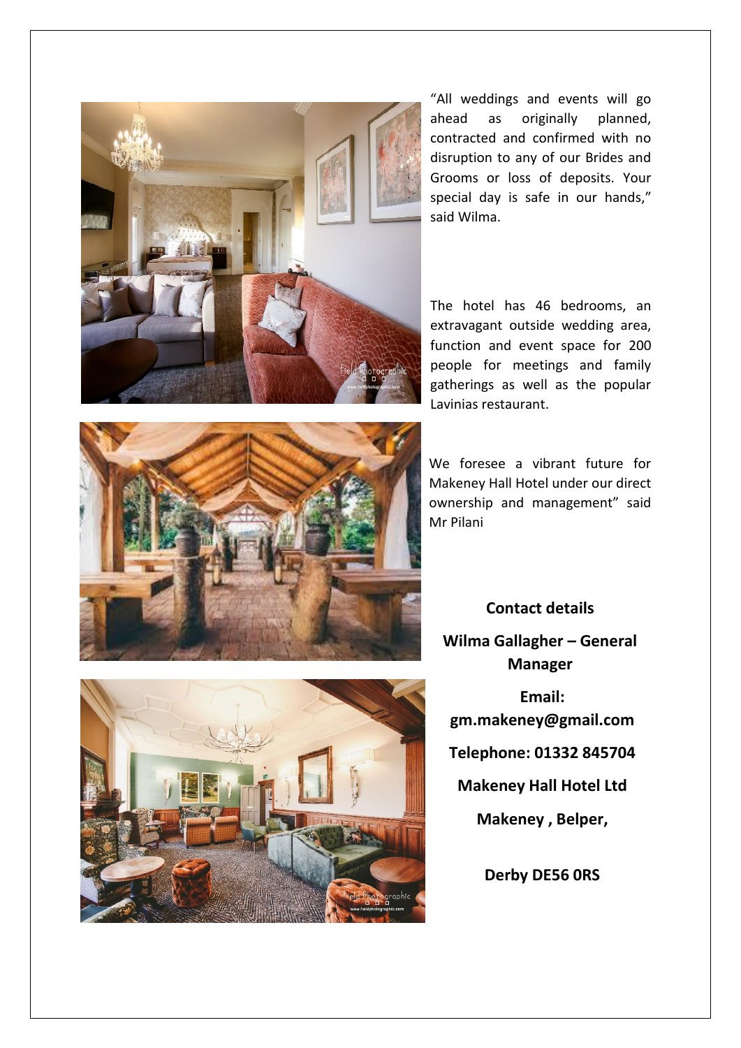"All weddings and events will go ahead as originally planned, contracted and confirmed with no disruption to any of our Brides and Grooms or loss of deposits. Your special day is safe in our hands," said Wilma.

The hotel has 46 bedrooms, an extravagant outside wedding area, function and event space for 200 people for meetings and family gatherings as well as the popular Lavinias restaurant.

We foresee a vibrant future for Makeney Hall Hotel under our direct ownership and management" said Mr Pilani

**Contact details**

**Wilma Gallagher – General Manager**

**Email: gm.makeney@gmail.com**

**Telephone: 01332 845704**

**Makeney Hall Hotel Ltd**

**Makeney , Belper,**

**Derby DE56 0RS**